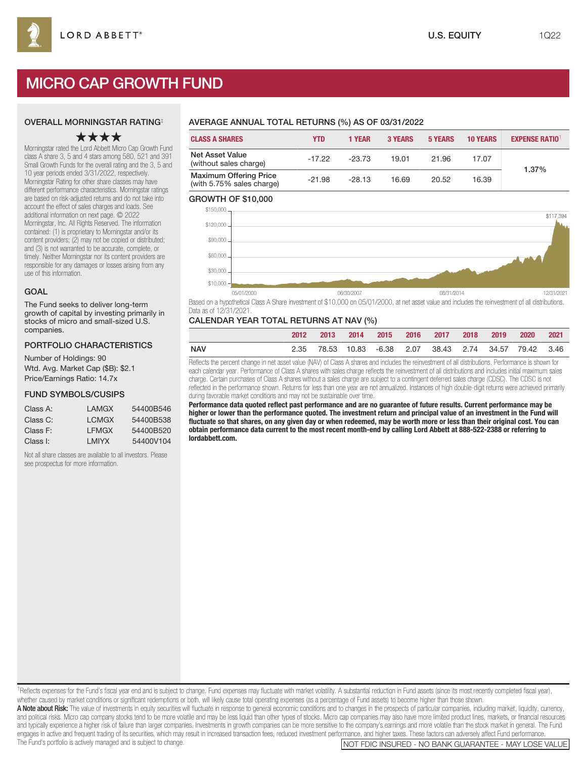LORD ABBETT®

U.S. EQUITY 1Q22

# MICRO CAP GROWTH FUND

### OVERALL MORNINGSTAR RATING‡

★★★★

Morningstar rated the Lord Abbett Micro Cap Growth Fund class A share 3, 5 and 4 stars among 580, 521 and 391 Small Growth Funds for the overall rating and the 3, 5 and 10 year periods ended 3/31/2022, respectively. Morningstar Rating for other share classes may have different performance characteristics. Morningstar ratings are based on risk-adjusted returns and do not take into account the effect of sales charges and loads. See additional information on next page. © 2022 Morningstar, Inc. All Rights Reserved. The information contained: (1) is proprietary to Morningstar and/or its content providers; (2) may not be copied or distributed; and (3) is not warranted to be accurate, complete, or timely. Neither Morningstar nor its content providers are responsible for any damages or losses arising from any use of this information.

### GOAL

The Fund seeks to deliver long-term growth of capital by investing primarily in stocks of micro and small-sized U.S. companies.

### PORTFOLIO CHARACTERISTICS

Number of Holdings: 90
Wtd. Avg. Market Cap ($B): $2.1
Price/Earnings Ratio: 14.7x

### FUND SYMBOLS/CUSIPS

| | | |
|---|---|---|
| Class A: | LAMGX | 54400B546 |
| Class C: | LCMGX | 54400B538 |
| Class F: | LFMGX | 54400B520 |
| Class I: | LMIYX | 54400V104 |

Not all share classes are available to all investors. Please see prospectus for more information.

### AVERAGE ANNUAL TOTAL RETURNS (%) AS OF 03/31/2022

| CLASS A SHARES | YTD | 1 YEAR | 3 YEARS | 5 YEARS | 10 YEARS | EXPENSE RATIO[1] |
|---|---|---|---|---|---|---|
| Net Asset Value (without sales charge) | -17.22 | -23.73 | 19.01 | 21.96 | 17.07 | 1.37% |
| Maximum Offering Price (with 5.75% sales charge) | -21.98 | -28.13 | 16.69 | 20.52 | 16.39 | |

### GROWTH OF $10,000

$117,394 (05/01/2000 – 12/31/2021)

Based on a hypothetical Class A Share investment of $10,000 on 05/01/2000, at net asset value and includes the reinvestment of all distributions. Data as of 12/31/2021.

### CALENDAR YEAR TOTAL RETURNS AT NAV (%)

| | 2012 | 2013 | 2014 | 2015 | 2016 | 2017 | 2018 | 2019 | 2020 | 2021 |
|---|---|---|---|---|---|---|---|---|---|---|
| NAV | 2.35 | 78.53 | 10.83 | -6.38 | 2.07 | 38.43 | 2.74 | 34.57 | 79.42 | 3.46 |

Reflects the percent change in net asset value (NAV) of Class A shares and includes the reinvestment of all distributions. Performance is shown for each calendar year. Performance of Class A shares with sales charge reflects the reinvestment of all distributions and includes initial maximum sales charge. Certain purchases of Class A shares without a sales charge are subject to a contingent deferred sales charge (CDSC). The CDSC is not reflected in the performance shown. Returns for less than one year are not annualized. Instances of high double-digit returns were achieved primarily during favorable market conditions and may not be sustainable over time.

**Performance data quoted reflect past performance and are no guarantee of future results. Current performance may be higher or lower than the performance quoted. The investment return and principal value of an investment in the Fund will fluctuate so that shares, on any given day or when redeemed, may be worth more or less than their original cost. You can obtain performance data current to the most recent month-end by calling Lord Abbett at 888-522-2388 or referring to lordabbett.com.**

[1]Reflects expenses for the Fund's fiscal year end and is subject to change. Fund expenses may fluctuate with market volatility. A substantial reduction in Fund assets (since its most recently completed fiscal year), whether caused by market conditions or significant redemptions or both, will likely cause total operating expenses (as a percentage of Fund assets) to become higher than those shown.

**A Note about Risk:** The value of investments in equity securities will fluctuate in response to general economic conditions and to changes in the prospects of particular companies, including market, liquidity, currency, and political risks. Micro cap company stocks tend to be more volatile and may be less liquid than other types of stocks. Micro cap companies may also have more limited product lines, markets, or financial resources and typically experience a higher risk of failure than larger companies. Investments in growth companies can be more sensitive to the company's earnings and more volatile than the stock market in general. The Fund engages in active and frequent trading of its securities, which may result in increased transaction fees, reduced investment performance, and higher taxes. These factors can adversely affect Fund performance. The Fund's portfolio is actively managed and is subject to change.

NOT FDIC INSURED - NO BANK GUARANTEE - MAY LOSE VALUE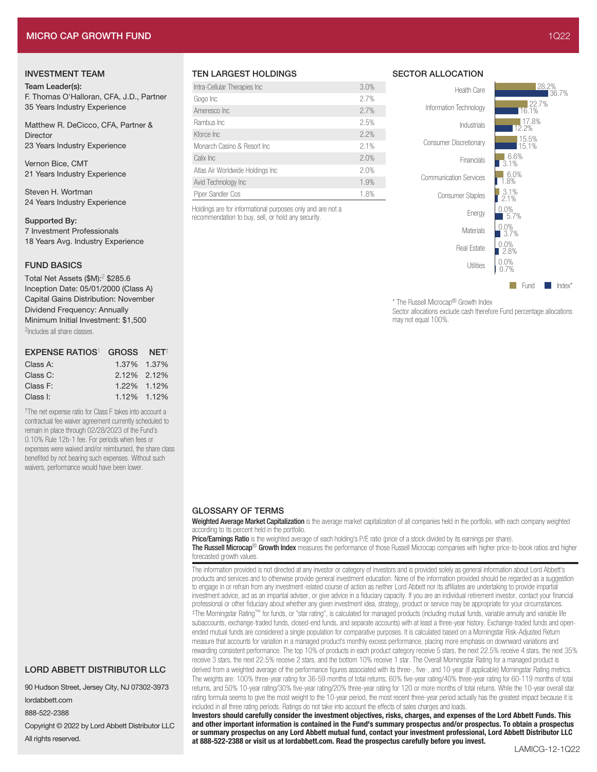## INVESTMENT TEAM

**Team Leader(s):**

F. Thomas O'Halloran, CFA, J.D., Partner
35 Years Industry Experience

Matthew R. DeCicco, CFA, Partner & Director
23 Years Industry Experience

Vernon Bice, CMT
21 Years Industry Experience

Steven H. Wortman
24 Years Industry Experience

**Supported By:**
7 Investment Professionals
18 Years Avg. Industry Experience

## FUND BASICS

Total Net Assets ($M):[2] $285.6
Inception Date: 05/01/2000 (Class A)
Capital Gains Distribution: November
Dividend Frequency: Annually
Minimum Initial Investment: $1,500
[2]Includes all share classes.

| EXPENSE RATIOS[†] | GROSS | NET[†] |
|---|---|---|
| Class A: | 1.37% | 1.37% |
| Class C: | 2.12% | 2.12% |
| Class F: | 1.22% | 1.12% |
| Class I: | 1.12% | 1.12% |

[†]The net expense ratio for Class F takes into account a contractual fee waiver agreement currently scheduled to remain in place through 02/28/2023 of the Fund's 0.10% Rule 12b-1 fee. For periods when fees or expenses were waived and/or reimbursed, the share class benefited by not bearing such expenses. Without such waivers, performance would have been lower.

## TEN LARGEST HOLDINGS

| | |
|---|---|
| Intra-Cellular Therapies Inc | 3.0% |
| Gogo Inc | 2.7% |
| Ameresco Inc | 2.7% |
| Rambus Inc | 2.5% |
| Kforce Inc | 2.2% |
| Monarch Casino & Resort Inc | 2.1% |
| Calix Inc | 2.0% |
| Atlas Air Worldwide Holdings Inc | 2.0% |
| Avid Technology Inc | 1.9% |
| Piper Sandler Cos | 1.8% |

Holdings are for informational purposes only and are not a recommendation to buy, sell, or hold any security.

## SECTOR ALLOCATION

Health Care 28.2% 36.7%
Information Technology 22.7% 16.1%
Industrials 17.8% 12.2%
Consumer Discretionary 15.5% 15.1%
Financials 6.6% 3.1%
Communication Services 6.0% 1.8%
Consumer Staples 3.1% 2.1%
Energy 0.0% 5.7%
Materials 0.0% 3.7%
Real Estate 0.0% 2.8%
Utilities 0.0% 0.7%

Fund Index*

\* The Russell Microcap® Growth Index
Sector allocations exclude cash therefore Fund percentage allocations may not equal 100%.

## GLOSSARY OF TERMS

**Weighted Average Market Capitalization** is the average market capitalization of all companies held in the portfolio, with each company weighted according to its percent held in the portfolio.

**Price/Earnings Ratio** is the weighted average of each holding's P/E ratio (price of a stock divided by its earnings per share).

**The Russell Microcap® Growth Index** measures the performance of those Russell Microcap companies with higher price-to-book ratios and higher forecasted growth values.

The information provided is not directed at any investor or category of investors and is provided solely as general information about Lord Abbett's products and services and to otherwise provide general investment education. None of the information provided should be regarded as a suggestion to engage in or refrain from any investment-related course of action as neither Lord Abbett nor its affiliates are undertaking to provide impartial investment advice, act as an impartial adviser, or give advice in a fiduciary capacity. If you are an individual retirement investor, contact your financial professional or other fiduciary about whether any given investment idea, strategy, product or service may be appropriate for your circumstances.

‡The Morningstar Rating™ for funds, or "star rating", is calculated for managed products (including mutual funds, variable annuity and variable life subaccounts, exchange-traded funds, closed-end funds, and separate accounts) with at least a three-year history. Exchange-traded funds and open-ended mutual funds are considered a single population for comparative purposes. It is calculated based on a Morningstar Risk-Adjusted Return measure that accounts for variation in a managed product's monthly excess performance, placing more emphasis on downward variations and rewarding consistent performance. The top 10% of products in each product category receive 5 stars, the next 22.5% receive 4 stars, the next 35% receive 3 stars, the next 22.5% receive 2 stars, and the bottom 10% receive 1 star. The Overall Morningstar Rating for a managed product is derived from a weighted average of the performance figures associated with its three-, five-, and 10-year (if applicable) Morningstar Rating metrics. The weights are: 100% three-year rating for 36-59 months of total returns, 60% five-year rating/40% three-year rating for 60-119 months of total returns, and 50% 10-year rating/30% five-year rating/20% three-year rating for 120 or more months of total returns. While the 10-year overall star rating formula seems to give the most weight to the 10-year period, the most recent three-year period actually has the greatest impact because it is included in all three rating periods. Ratings do not take into account the effects of sales charges and loads.

**Investors should carefully consider the investment objectives, risks, charges, and expenses of the Lord Abbett Funds. This and other important information is contained in the Fund's summary prospectus and/or prospectus. To obtain a prospectus or summary prospectus on any Lord Abbett mutual fund, contact your investment professional, Lord Abbett Distributor LLC at 888-522-2388 or visit us at lordabbett.com. Read the prospectus carefully before you invest.**

## LORD ABBETT DISTRIBUTOR LLC

90 Hudson Street, Jersey City, NJ 07302-3973

lordabbett.com

888-522-2388

Copyright © 2022 by Lord Abbett Distributor LLC
All rights reserved.

LAMICG-12-1Q22